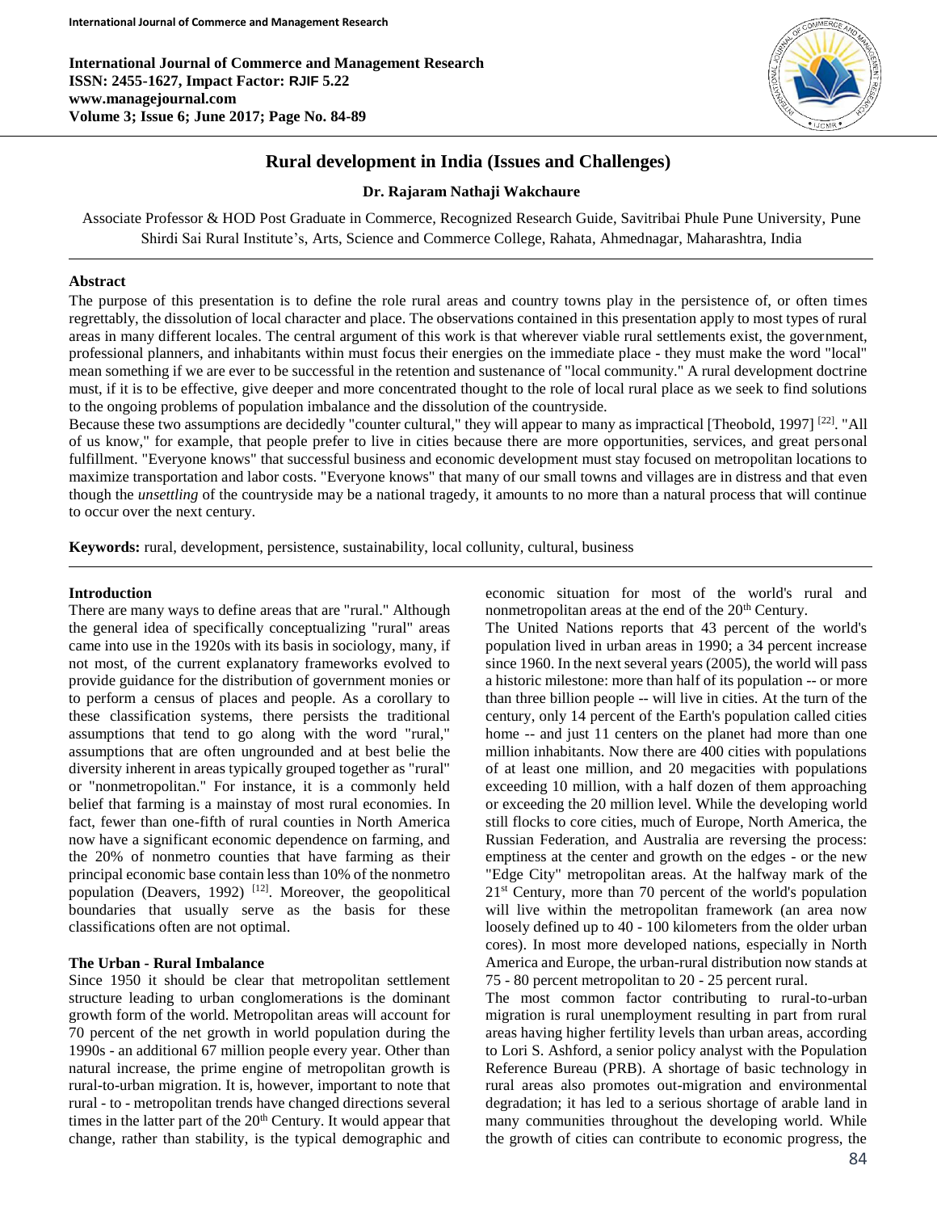# Rural development in India (Issues and Challenges)

**Dr. Rajaram Nathaji Wakchaure**

Associate Professor & HOD Post Graduate in Commerce, Recognized Research Guide, Savitribai Phule Pune University, Pune Shirdi Sai Rural Institute's, Arts, Science and Commerce College, Rahata, Ahmednagar, Maharashtra, India

## Abstract

The purpose of this presentation is to define the role rural areas and country towns play in the persistence of, or often times regrettably, the dissolution of local character and place. The observations contained in this presentation apply to most types of rural areas in many different locales. The central argument of this work is that wherever viable rural settlements exist, the government, professional planners, and inhabitants within must focus their energies on the immediate place - they must make the word "local" mean something if we are ever to be successful in the retention and sustenance of "local community." A rural development doctrine must, if it is to be effective, give deeper and more concentrated thought to the role of local rural place as we seek to find solutions to the ongoing problems of population imbalance and the dissolution of the countryside.

Because these two assumptions are decidedly "counter cultural," they will appear to many as impractical [Theobold, 1997] [22]. "All of us know," for example, that people prefer to live in cities because there are more opportunities, services, and great personal fulfillment. "Everyone knows" that successful business and economic development must stay focused on metropolitan locations to maximize transportation and labor costs. "Everyone knows" that many of our small towns and villages are in distress and that even though the *unsettling* of the countryside may be a national tragedy, it amounts to no more than a natural process that will continue to occur over the next century.

**Keywords:** rural, development, persistence, sustainability, local collunity, cultural, business

## Introduction

There are many ways to define areas that are "rural." Although the general idea of specifically conceptualizing "rural" areas came into use in the 1920s with its basis in sociology, many, if not most, of the current explanatory frameworks evolved to provide guidance for the distribution of government monies or to perform a census of places and people. As a corollary to these classification systems, there persists the traditional assumptions that tend to go along with the word "rural," assumptions that are often ungrounded and at best belie the diversity inherent in areas typically grouped together as "rural" or "nonmetropolitan." For instance, it is a commonly held belief that farming is a mainstay of most rural economies. In fact, fewer than one-fifth of rural counties in North America now have a significant economic dependence on farming, and the 20% of nonmetro counties that have farming as their principal economic base contain less than 10% of the nonmetro population (Deavers, 1992) [12]. Moreover, the geopolitical boundaries that usually serve as the basis for these classifications often are not optimal.

### The Urban - Rural Imbalance

Since 1950 it should be clear that metropolitan settlement structure leading to urban conglomerations is the dominant growth form of the world. Metropolitan areas will account for 70 percent of the net growth in world population during the 1990s - an additional 67 million people every year. Other than natural increase, the prime engine of metropolitan growth is rural-to-urban migration. It is, however, important to note that rural - to - metropolitan trends have changed directions several times in the latter part of the 20th Century. It would appear that change, rather than stability, is the typical demographic and economic situation for most of the world's rural and nonmetropolitan areas at the end of the 20th Century.

The United Nations reports that 43 percent of the world's population lived in urban areas in 1990; a 34 percent increase since 1960. In the next several years (2005), the world will pass a historic milestone: more than half of its population -- or more than three billion people -- will live in cities. At the turn of the century, only 14 percent of the Earth's population called cities home -- and just 11 centers on the planet had more than one million inhabitants. Now there are 400 cities with populations of at least one million, and 20 megacities with populations exceeding 10 million, with a half dozen of them approaching or exceeding the 20 million level. While the developing world still flocks to core cities, much of Europe, North America, the Russian Federation, and Australia are reversing the process: emptiness at the center and growth on the edges - or the new "Edge City" metropolitan areas. At the halfway mark of the 21st Century, more than 70 percent of the world's population will live within the metropolitan framework (an area now loosely defined up to 40 - 100 kilometers from the older urban cores). In most more developed nations, especially in North America and Europe, the urban-rural distribution now stands at 75 - 80 percent metropolitan to 20 - 25 percent rural.

The most common factor contributing to rural-to-urban migration is rural unemployment resulting in part from rural areas having higher fertility levels than urban areas, according to Lori S. Ashford, a senior policy analyst with the Population Reference Bureau (PRB). A shortage of basic technology in rural areas also promotes out-migration and environmental degradation; it has led to a serious shortage of arable land in many communities throughout the developing world. While the growth of cities can contribute to economic progress, the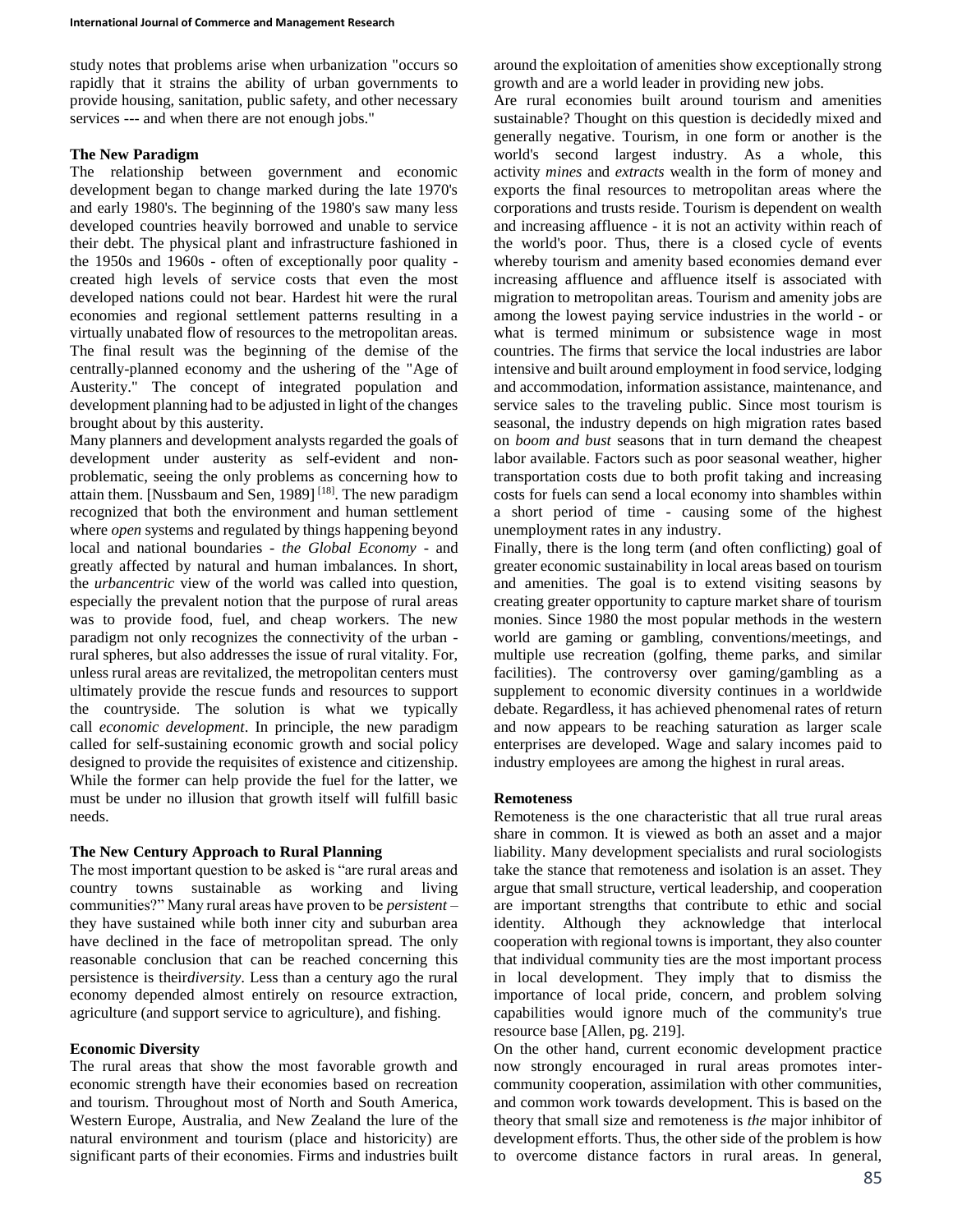study notes that problems arise when urbanization "occurs so rapidly that it strains the ability of urban governments to provide housing, sanitation, public safety, and other necessary services --- and when there are not enough jobs."

### The New Paradigm

The relationship between government and economic development began to change marked during the late 1970's and early 1980's. The beginning of the 1980's saw many less developed countries heavily borrowed and unable to service their debt. The physical plant and infrastructure fashioned in the 1950s and 1960s - often of exceptionally poor quality - created high levels of service costs that even the most developed nations could not bear. Hardest hit were the rural economies and regional settlement patterns resulting in a virtually unabated flow of resources to the metropolitan areas. The final result was the beginning of the demise of the centrally-planned economy and the ushering of the "Age of Austerity." The concept of integrated population and development planning had to be adjusted in light of the changes brought about by this austerity.

Many planners and development analysts regarded the goals of development under austerity as self-evident and non-problematic, seeing the only problems as concerning how to attain them. [Nussbaum and Sen, 1989] [18]. The new paradigm recognized that both the environment and human settlement where *open* systems and regulated by things happening beyond local and national boundaries - *the Global Economy* - and greatly affected by natural and human imbalances. In short, the *urbancentric* view of the world was called into question, especially the prevalent notion that the purpose of rural areas was to provide food, fuel, and cheap workers. The new paradigm not only recognizes the connectivity of the urban - rural spheres, but also addresses the issue of rural vitality. For, unless rural areas are revitalized, the metropolitan centers must ultimately provide the rescue funds and resources to support the countryside. The solution is what we typically call *economic development*. In principle, the new paradigm called for self-sustaining economic growth and social policy designed to provide the requisites of existence and citizenship. While the former can help provide the fuel for the latter, we must be under no illusion that growth itself will fulfill basic needs.

### The New Century Approach to Rural Planning

The most important question to be asked is "are rural areas and country towns sustainable as working and living communities?" Many rural areas have proven to be *persistent* – they have sustained while both inner city and suburban area have declined in the face of metropolitan spread. The only reasonable conclusion that can be reached concerning this persistence is their*diversity*. Less than a century ago the rural economy depended almost entirely on resource extraction, agriculture (and support service to agriculture), and fishing.

### Economic Diversity

The rural areas that show the most favorable growth and economic strength have their economies based on recreation and tourism. Throughout most of North and South America, Western Europe, Australia, and New Zealand the lure of the natural environment and tourism (place and historicity) are significant parts of their economies. Firms and industries built around the exploitation of amenities show exceptionally strong growth and are a world leader in providing new jobs.

Are rural economies built around tourism and amenities sustainable? Thought on this question is decidedly mixed and generally negative. Tourism, in one form or another is the world's second largest industry. As a whole, this activity *mines* and *extracts* wealth in the form of money and exports the final resources to metropolitan areas where the corporations and trusts reside. Tourism is dependent on wealth and increasing affluence - it is not an activity within reach of the world's poor. Thus, there is a closed cycle of events whereby tourism and amenity based economies demand ever increasing affluence and affluence itself is associated with migration to metropolitan areas. Tourism and amenity jobs are among the lowest paying service industries in the world - or what is termed minimum or subsistence wage in most countries. The firms that service the local industries are labor intensive and built around employment in food service, lodging and accommodation, information assistance, maintenance, and service sales to the traveling public. Since most tourism is seasonal, the industry depends on high migration rates based on *boom and bust* seasons that in turn demand the cheapest labor available. Factors such as poor seasonal weather, higher transportation costs due to both profit taking and increasing costs for fuels can send a local economy into shambles within a short period of time - causing some of the highest unemployment rates in any industry.

Finally, there is the long term (and often conflicting) goal of greater economic sustainability in local areas based on tourism and amenities. The goal is to extend visiting seasons by creating greater opportunity to capture market share of tourism monies. Since 1980 the most popular methods in the western world are gaming or gambling, conventions/meetings, and multiple use recreation (golfing, theme parks, and similar facilities). The controversy over gaming/gambling as a supplement to economic diversity continues in a worldwide debate. Regardless, it has achieved phenomenal rates of return and now appears to be reaching saturation as larger scale enterprises are developed. Wage and salary incomes paid to industry employees are among the highest in rural areas.

### Remoteness

Remoteness is the one characteristic that all true rural areas share in common. It is viewed as both an asset and a major liability. Many development specialists and rural sociologists take the stance that remoteness and isolation is an asset. They argue that small structure, vertical leadership, and cooperation are important strengths that contribute to ethic and social identity. Although they acknowledge that interlocal cooperation with regional towns is important, they also counter that individual community ties are the most important process in local development. They imply that to dismiss the importance of local pride, concern, and problem solving capabilities would ignore much of the community's true resource base [Allen, pg. 219].

On the other hand, current economic development practice now strongly encouraged in rural areas promotes inter-community cooperation, assimilation with other communities, and common work towards development. This is based on the theory that small size and remoteness is *the* major inhibitor of development efforts. Thus, the other side of the problem is how to overcome distance factors in rural areas. In general,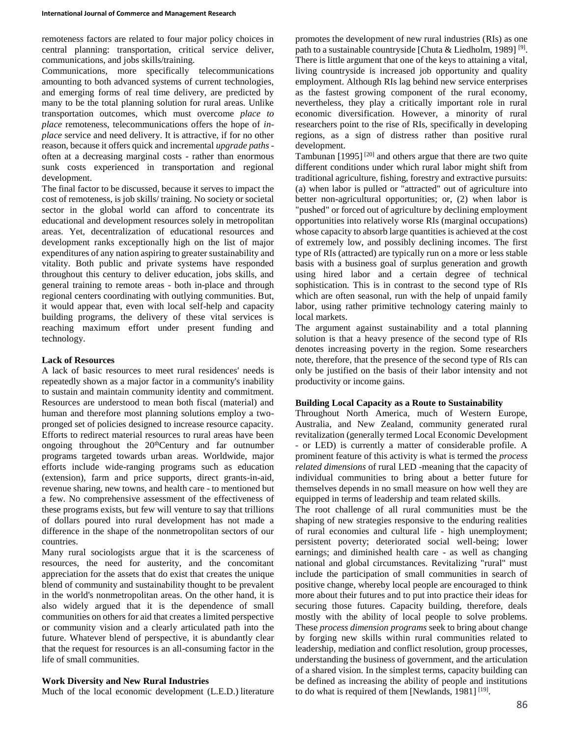remoteness factors are related to four major policy choices in central planning: transportation, critical service deliver, communications, and jobs skills/training.

Communications, more specifically telecommunications amounting to both advanced systems of current technologies, and emerging forms of real time delivery, are predicted by many to be the total planning solution for rural areas. Unlike transportation outcomes, which must overcome *place to place* remoteness, telecommunications offers the hope of *in-place* service and need delivery. It is attractive, if for no other reason, because it offers quick and incremental *upgrade paths* - often at a decreasing marginal costs - rather than enormous sunk costs experienced in transportation and regional development.

The final factor to be discussed, because it serves to impact the cost of remoteness, is job skills/ training. No society or societal sector in the global world can afford to concentrate its educational and development resources solely in metropolitan areas. Yet, decentralization of educational resources and development ranks exceptionally high on the list of major expenditures of any nation aspiring to greater sustainability and vitality. Both public and private systems have responded throughout this century to deliver education, jobs skills, and general training to remote areas - both in-place and through regional centers coordinating with outlying communities. But, it would appear that, even with local self-help and capacity building programs, the delivery of these vital services is reaching maximum effort under present funding and technology.

### Lack of Resources

A lack of basic resources to meet rural residences' needs is repeatedly shown as a major factor in a community's inability to sustain and maintain community identity and commitment. Resources are understood to mean both fiscal (material) and human and therefore most planning solutions employ a two-pronged set of policies designed to increase resource capacity. Efforts to redirect material resources to rural areas have been ongoing throughout the 20thCentury and far outnumber programs targeted towards urban areas. Worldwide, major efforts include wide-ranging programs such as education (extension), farm and price supports, direct grants-in-aid, revenue sharing, new towns, and health care - to mentioned but a few. No comprehensive assessment of the effectiveness of these programs exists, but few will venture to say that trillions of dollars poured into rural development has not made a difference in the shape of the nonmetropolitan sectors of our countries.

Many rural sociologists argue that it is the scarceness of resources, the need for austerity, and the concomitant appreciation for the assets that do exist that creates the unique blend of community and sustainability thought to be prevalent in the world's nonmetropolitan areas. On the other hand, it is also widely argued that it is the dependence of small communities on others for aid that creates a limited perspective or community vision and a clearly articulated path into the future. Whatever blend of perspective, it is abundantly clear that the request for resources is an all-consuming factor in the life of small communities.

### Work Diversity and New Rural Industries

Much of the local economic development (L.E.D.) literature promotes the development of new rural industries (RIs) as one path to a sustainable countryside [Chuta & Liedholm, 1989] [9]. There is little argument that one of the keys to attaining a vital, living countryside is increased job opportunity and quality employment. Although RIs lag behind new service enterprises as the fastest growing component of the rural economy, nevertheless, they play a critically important role in rural economic diversification. However, a minority of rural researchers point to the rise of RIs, specifically in developing regions, as a sign of distress rather than positive rural development.

Tambunan [1995] [20] and others argue that there are two quite different conditions under which rural labor might shift from traditional agriculture, fishing, forestry and extractive pursuits: (a) when labor is pulled or "attracted" out of agriculture into better non-agricultural opportunities; or, (2) when labor is "pushed" or forced out of agriculture by declining employment opportunities into relatively worse RIs (marginal occupations) whose capacity to absorb large quantities is achieved at the cost of extremely low, and possibly declining incomes. The first type of RIs (attracted) are typically run on a more or less stable basis with a business goal of surplus generation and growth using hired labor and a certain degree of technical sophistication. This is in contrast to the second type of RIs which are often seasonal, run with the help of unpaid family labor, using rather primitive technology catering mainly to local markets.

The argument against sustainability and a total planning solution is that a heavy presence of the second type of RIs denotes increasing poverty in the region. Some researchers note, therefore, that the presence of the second type of RIs can only be justified on the basis of their labor intensity and not productivity or income gains.

### Building Local Capacity as a Route to Sustainability

Throughout North America, much of Western Europe, Australia, and New Zealand, community generated rural revitalization (generally termed Local Economic Development - or LED) is currently a matter of considerable profile. A prominent feature of this activity is what is termed the *process related dimensions* of rural LED -meaning that the capacity of individual communities to bring about a better future for themselves depends in no small measure on how well they are equipped in terms of leadership and team related skills.

The root challenge of all rural communities must be the shaping of new strategies responsive to the enduring realities of rural economies and cultural life - high unemployment; persistent poverty; deteriorated social well-being; lower earnings; and diminished health care - as well as changing national and global circumstances. Revitalizing "rural" must include the participation of small communities in search of positive change, whereby local people are encouraged to think more about their futures and to put into practice their ideas for securing those futures. Capacity building, therefore, deals mostly with the ability of local people to solve problems. These *process dimension programs* seek to bring about change by forging new skills within rural communities related to leadership, mediation and conflict resolution, group processes, understanding the business of government, and the articulation of a shared vision. In the simplest terms, capacity building can be defined as increasing the ability of people and institutions to do what is required of them [Newlands, 1981] [19].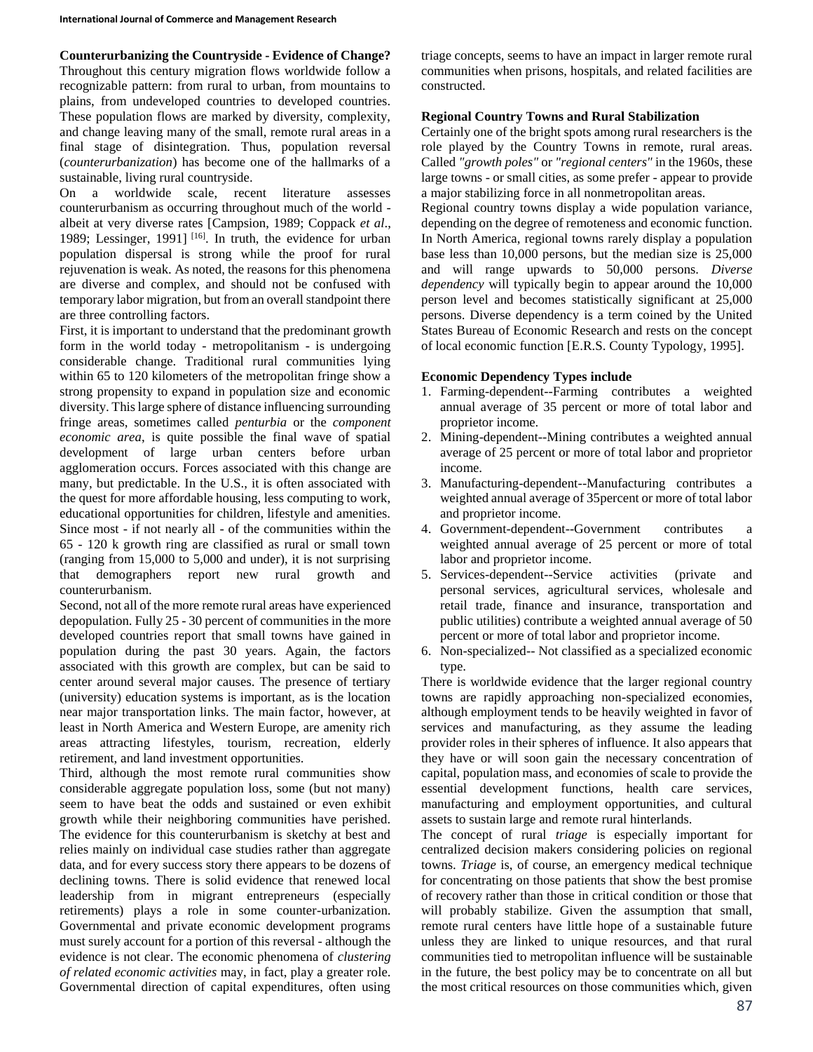**Counterurbanizing the Countryside - Evidence of Change?**

Throughout this century migration flows worldwide follow a recognizable pattern: from rural to urban, from mountains to plains, from undeveloped countries to developed countries. These population flows are marked by diversity, complexity, and change leaving many of the small, remote rural areas in a final stage of disintegration. Thus, population reversal (*counterurbanization*) has become one of the hallmarks of a sustainable, living rural countryside.

On a worldwide scale, recent literature assesses counterurbanism as occurring throughout much of the world - albeit at very diverse rates [Campsion, 1989; Coppack *et al*., 1989; Lessinger, 1991] [16]. In truth, the evidence for urban population dispersal is strong while the proof for rural rejuvenation is weak. As noted, the reasons for this phenomena are diverse and complex, and should not be confused with temporary labor migration, but from an overall standpoint there are three controlling factors.

First, it is important to understand that the predominant growth form in the world today - metropolitanism - is undergoing considerable change. Traditional rural communities lying within 65 to 120 kilometers of the metropolitan fringe show a strong propensity to expand in population size and economic diversity. This large sphere of distance influencing surrounding fringe areas, sometimes called *penturbia* or the *component economic area*, is quite possible the final wave of spatial development of large urban centers before urban agglomeration occurs. Forces associated with this change are many, but predictable. In the U.S., it is often associated with the quest for more affordable housing, less computing to work, educational opportunities for children, lifestyle and amenities. Since most - if not nearly all - of the communities within the 65 - 120 k growth ring are classified as rural or small town (ranging from 15,000 to 5,000 and under), it is not surprising that demographers report new rural growth and counterurbanism.

Second, not all of the more remote rural areas have experienced depopulation. Fully 25 - 30 percent of communities in the more developed countries report that small towns have gained in population during the past 30 years. Again, the factors associated with this growth are complex, but can be said to center around several major causes. The presence of tertiary (university) education systems is important, as is the location near major transportation links. The main factor, however, at least in North America and Western Europe, are amenity rich areas attracting lifestyles, tourism, recreation, elderly retirement, and land investment opportunities.

Third, although the most remote rural communities show considerable aggregate population loss, some (but not many) seem to have beat the odds and sustained or even exhibit growth while their neighboring communities have perished. The evidence for this counterurbanism is sketchy at best and relies mainly on individual case studies rather than aggregate data, and for every success story there appears to be dozens of declining towns. There is solid evidence that renewed local leadership from in migrant entrepreneurs (especially retirements) plays a role in some counter-urbanization. Governmental and private economic development programs must surely account for a portion of this reversal - although the evidence is not clear. The economic phenomena of *clustering of related economic activities* may, in fact, play a greater role. Governmental direction of capital expenditures, often using triage concepts, seems to have an impact in larger remote rural communities when prisons, hospitals, and related facilities are constructed.

**Regional Country Towns and Rural Stabilization**

Certainly one of the bright spots among rural researchers is the role played by the Country Towns in remote, rural areas. Called *"growth poles"* or *"regional centers"* in the 1960s, these large towns - or small cities, as some prefer - appear to provide a major stabilizing force in all nonmetropolitan areas.

Regional country towns display a wide population variance, depending on the degree of remoteness and economic function. In North America, regional towns rarely display a population base less than 10,000 persons, but the median size is 25,000 and will range upwards to 50,000 persons. *Diverse dependency* will typically begin to appear around the 10,000 person level and becomes statistically significant at 25,000 persons. Diverse dependency is a term coined by the United States Bureau of Economic Research and rests on the concept of local economic function [E.R.S. County Typology, 1995].

**Economic Dependency Types include**

1. Farming-dependent--Farming contributes a weighted annual average of 35 percent or more of total labor and proprietor income.
2. Mining-dependent--Mining contributes a weighted annual average of 25 percent or more of total labor and proprietor income.
3. Manufacturing-dependent--Manufacturing contributes a weighted annual average of 35percent or more of total labor and proprietor income.
4. Government-dependent--Government contributes a weighted annual average of 25 percent or more of total labor and proprietor income.
5. Services-dependent--Service activities (private and personal services, agricultural services, wholesale and retail trade, finance and insurance, transportation and public utilities) contribute a weighted annual average of 50 percent or more of total labor and proprietor income.
6. Non-specialized-- Not classified as a specialized economic type.

There is worldwide evidence that the larger regional country towns are rapidly approaching non-specialized economies, although employment tends to be heavily weighted in favor of services and manufacturing, as they assume the leading provider roles in their spheres of influence. It also appears that they have or will soon gain the necessary concentration of capital, population mass, and economies of scale to provide the essential development functions, health care services, manufacturing and employment opportunities, and cultural assets to sustain large and remote rural hinterlands.

The concept of rural *triage* is especially important for centralized decision makers considering policies on regional towns. *Triage* is, of course, an emergency medical technique for concentrating on those patients that show the best promise of recovery rather than those in critical condition or those that will probably stabilize. Given the assumption that small, remote rural centers have little hope of a sustainable future unless they are linked to unique resources, and that rural communities tied to metropolitan influence will be sustainable in the future, the best policy may be to concentrate on all but the most critical resources on those communities which, given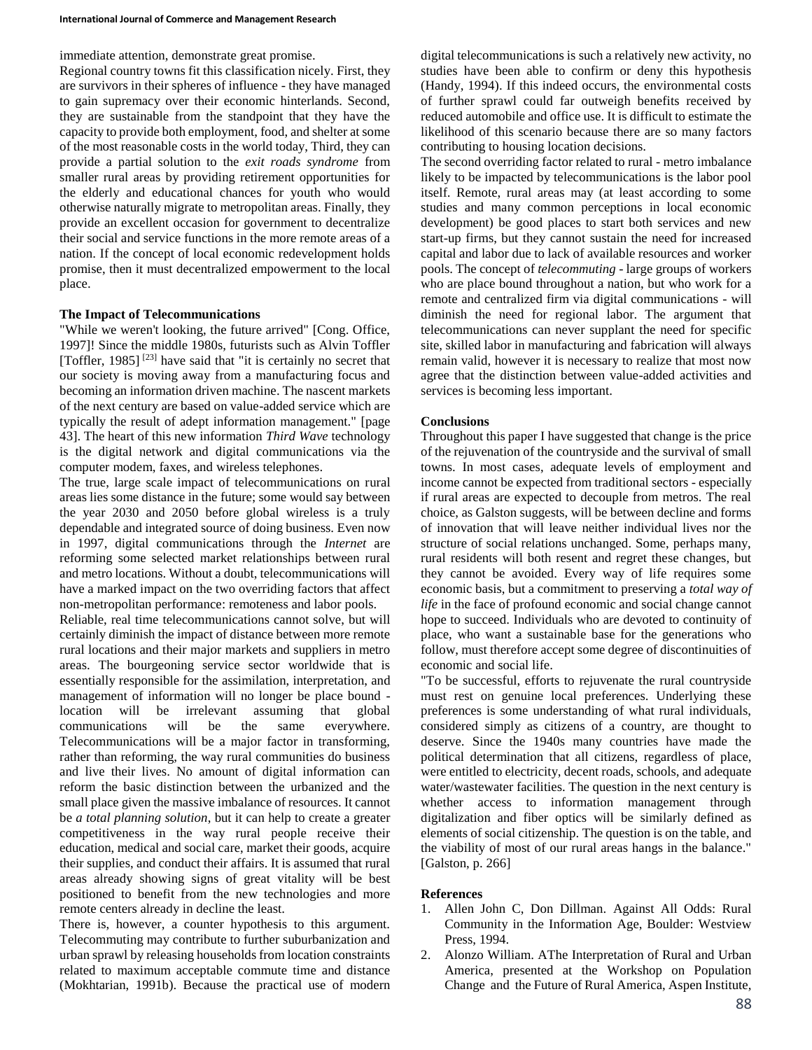immediate attention, demonstrate great promise.

Regional country towns fit this classification nicely. First, they are survivors in their spheres of influence - they have managed to gain supremacy over their economic hinterlands. Second, they are sustainable from the standpoint that they have the capacity to provide both employment, food, and shelter at some of the most reasonable costs in the world today, Third, they can provide a partial solution to the *exit roads syndrome* from smaller rural areas by providing retirement opportunities for the elderly and educational chances for youth who would otherwise naturally migrate to metropolitan areas. Finally, they provide an excellent occasion for government to decentralize their social and service functions in the more remote areas of a nation. If the concept of local economic redevelopment holds promise, then it must decentralized empowerment to the local place.

**The Impact of Telecommunications**

"While we weren't looking, the future arrived" [Cong. Office, 1997]! Since the middle 1980s, futurists such as Alvin Toffler [Toffler, 1985] [23] have said that "it is certainly no secret that our society is moving away from a manufacturing focus and becoming an information driven machine. The nascent markets of the next century are based on value-added service which are typically the result of adept information management." [page 43]. The heart of this new information *Third Wave* technology is the digital network and digital communications via the computer modem, faxes, and wireless telephones.

The true, large scale impact of telecommunications on rural areas lies some distance in the future; some would say between the year 2030 and 2050 before global wireless is a truly dependable and integrated source of doing business. Even now in 1997, digital communications through the *Internet* are reforming some selected market relationships between rural and metro locations. Without a doubt, telecommunications will have a marked impact on the two overriding factors that affect non-metropolitan performance: remoteness and labor pools.

Reliable, real time telecommunications cannot solve, but will certainly diminish the impact of distance between more remote rural locations and their major markets and suppliers in metro areas. The bourgeoning service sector worldwide that is essentially responsible for the assimilation, interpretation, and management of information will no longer be place bound - location will be irrelevant assuming that global communications will be the same everywhere. Telecommunications will be a major factor in transforming, rather than reforming, the way rural communities do business and live their lives. No amount of digital information can reform the basic distinction between the urbanized and the small place given the massive imbalance of resources. It cannot be *a total planning solution*, but it can help to create a greater competitiveness in the way rural people receive their education, medical and social care, market their goods, acquire their supplies, and conduct their affairs. It is assumed that rural areas already showing signs of great vitality will be best positioned to benefit from the new technologies and more remote centers already in decline the least.

There is, however, a counter hypothesis to this argument. Telecommuting may contribute to further suburbanization and urban sprawl by releasing households from location constraints related to maximum acceptable commute time and distance (Mokhtarian, 1991b). Because the practical use of modern digital telecommunications is such a relatively new activity, no studies have been able to confirm or deny this hypothesis (Handy, 1994). If this indeed occurs, the environmental costs of further sprawl could far outweigh benefits received by reduced automobile and office use. It is difficult to estimate the likelihood of this scenario because there are so many factors contributing to housing location decisions.

The second overriding factor related to rural - metro imbalance likely to be impacted by telecommunications is the labor pool itself. Remote, rural areas may (at least according to some studies and many common perceptions in local economic development) be good places to start both services and new start-up firms, but they cannot sustain the need for increased capital and labor due to lack of available resources and worker pools. The concept of *telecommuting* - large groups of workers who are place bound throughout a nation, but who work for a remote and centralized firm via digital communications - will diminish the need for regional labor. The argument that telecommunications can never supplant the need for specific site, skilled labor in manufacturing and fabrication will always remain valid, however it is necessary to realize that most now agree that the distinction between value-added activities and services is becoming less important.

**Conclusions**

Throughout this paper I have suggested that change is the price of the rejuvenation of the countryside and the survival of small towns. In most cases, adequate levels of employment and income cannot be expected from traditional sectors - especially if rural areas are expected to decouple from metros. The real choice, as Galston suggests, will be between decline and forms of innovation that will leave neither individual lives nor the structure of social relations unchanged. Some, perhaps many, rural residents will both resent and regret these changes, but they cannot be avoided. Every way of life requires some economic basis, but a commitment to preserving a *total way of life* in the face of profound economic and social change cannot hope to succeed. Individuals who are devoted to continuity of place, who want a sustainable base for the generations who follow, must therefore accept some degree of discontinuities of economic and social life.

"To be successful, efforts to rejuvenate the rural countryside must rest on genuine local preferences. Underlying these preferences is some understanding of what rural individuals, considered simply as citizens of a country, are thought to deserve. Since the 1940s many countries have made the political determination that all citizens, regardless of place, were entitled to electricity, decent roads, schools, and adequate water/wastewater facilities. The question in the next century is whether access to information management through digitalization and fiber optics will be similarly defined as elements of social citizenship. The question is on the table, and the viability of most of our rural areas hangs in the balance." [Galston, p. 266]

**References**

1. Allen John C, Don Dillman. Against All Odds: Rural Community in the Information Age, Boulder: Westview Press, 1994.
2. Alonzo William. AThe Interpretation of Rural and Urban America, presented at the Workshop on Population Change and the Future of Rural America, Aspen Institute,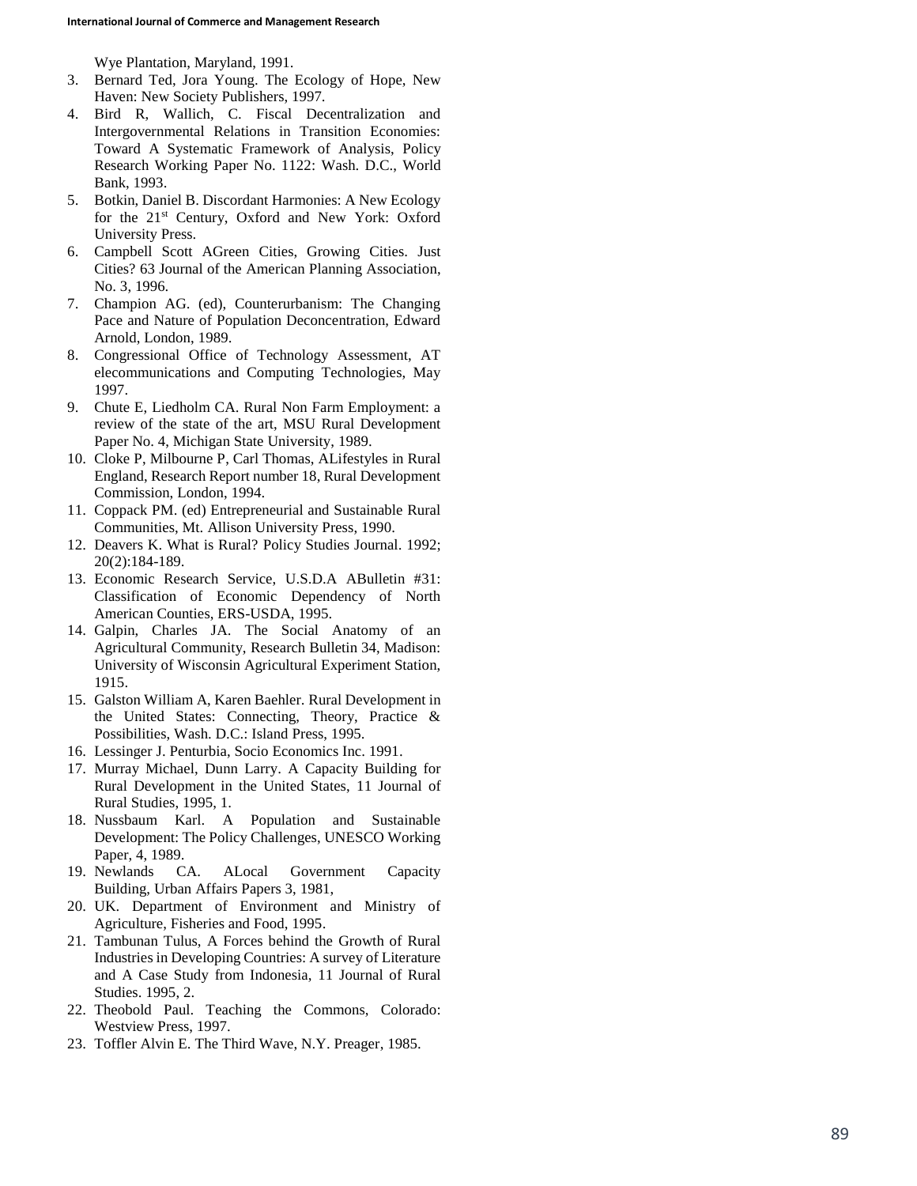Wye Plantation, Maryland, 1991.

3. Bernard Ted, Jora Young. The Ecology of Hope, New Haven: New Society Publishers, 1997.
4. Bird R, Wallich, C. Fiscal Decentralization and Intergovernmental Relations in Transition Economies: Toward A Systematic Framework of Analysis, Policy Research Working Paper No. 1122: Wash. D.C., World Bank, 1993.
5. Botkin, Daniel B. Discordant Harmonies: A New Ecology for the 21st Century, Oxford and New York: Oxford University Press.
6. Campbell Scott AGreen Cities, Growing Cities. Just Cities? 63 Journal of the American Planning Association, No. 3, 1996.
7. Champion AG. (ed), Counterurbanism: The Changing Pace and Nature of Population Deconcentration, Edward Arnold, London, 1989.
8. Congressional Office of Technology Assessment, AT elecommunications and Computing Technologies, May 1997.
9. Chute E, Liedholm CA. Rural Non Farm Employment: a review of the state of the art, MSU Rural Development Paper No. 4, Michigan State University, 1989.
10. Cloke P, Milbourne P, Carl Thomas, ALifestyles in Rural England, Research Report number 18, Rural Development Commission, London, 1994.
11. Coppack PM. (ed) Entrepreneurial and Sustainable Rural Communities, Mt. Allison University Press, 1990.
12. Deavers K. What is Rural? Policy Studies Journal. 1992; 20(2):184-189.
13. Economic Research Service, U.S.D.A ABulletin #31: Classification of Economic Dependency of North American Counties, ERS-USDA, 1995.
14. Galpin, Charles JA. The Social Anatomy of an Agricultural Community, Research Bulletin 34, Madison: University of Wisconsin Agricultural Experiment Station, 1915.
15. Galston William A, Karen Baehler. Rural Development in the United States: Connecting, Theory, Practice & Possibilities, Wash. D.C.: Island Press, 1995.
16. Lessinger J. Penturbia, Socio Economics Inc. 1991.
17. Murray Michael, Dunn Larry. A Capacity Building for Rural Development in the United States, 11 Journal of Rural Studies, 1995, 1.
18. Nussbaum Karl. A Population and Sustainable Development: The Policy Challenges, UNESCO Working Paper, 4, 1989.
19. Newlands CA. ALocal Government Capacity Building, Urban Affairs Papers 3, 1981,
20. UK. Department of Environment and Ministry of Agriculture, Fisheries and Food, 1995.
21. Tambunan Tulus, A Forces behind the Growth of Rural Industries in Developing Countries: A survey of Literature and A Case Study from Indonesia, 11 Journal of Rural Studies. 1995, 2.
22. Theobold Paul. Teaching the Commons, Colorado: Westview Press, 1997.
23. Toffler Alvin E. The Third Wave, N.Y. Preager, 1985.